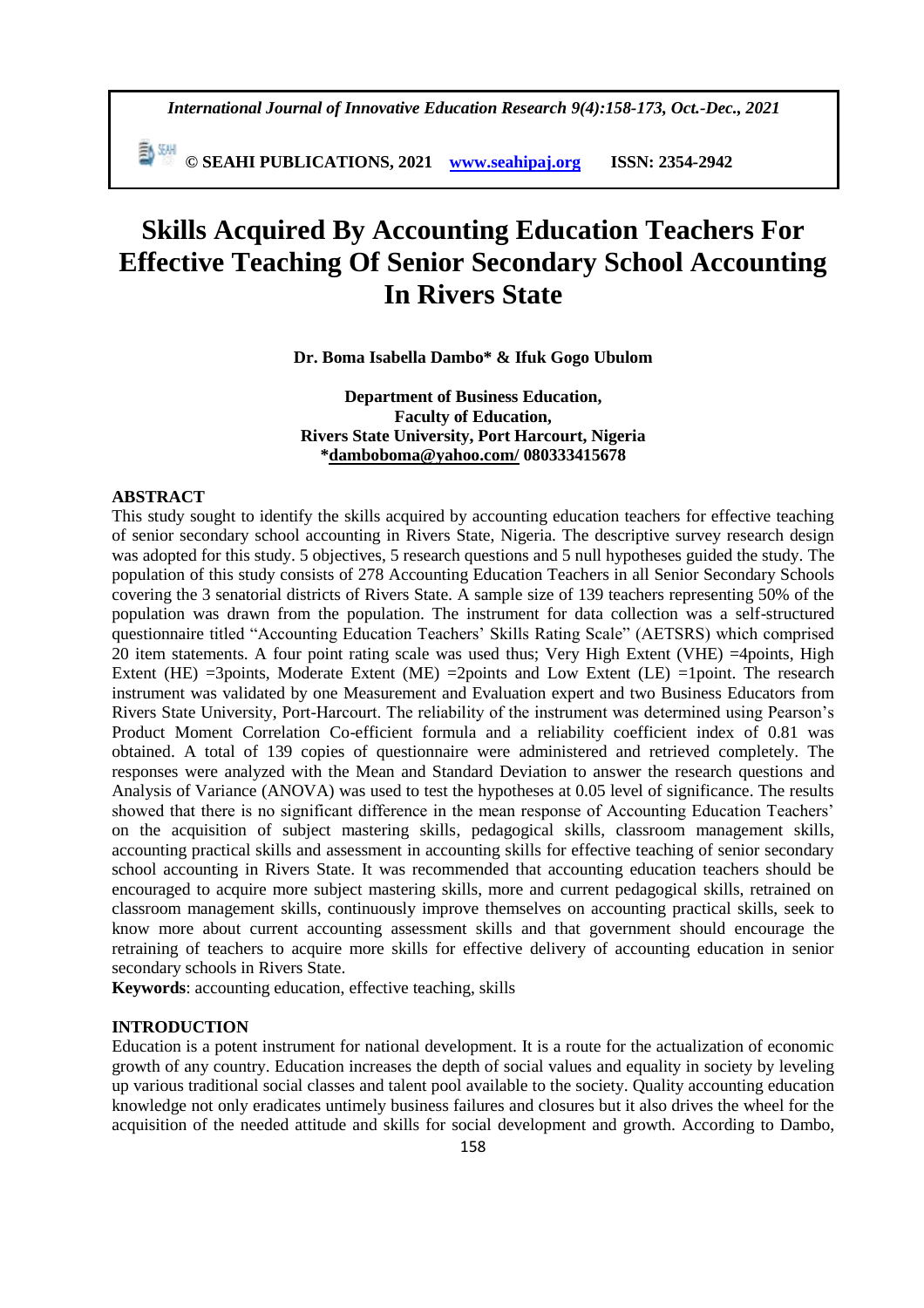# Skills Acquired By Accounting Education Teachers For Effective Teaching Of Senior Secondary School Accounting In Rivers State

**Dr. Boma Isabella Dambo* & Ifuk Gogo Ubulom**

**Department of Business Education,**
**Faculty of Education,**
**Rivers State University, Port Harcourt, Nigeria**
***damboboma@yahoo.com/ 080333415678**

## ABSTRACT

This study sought to identify the skills acquired by accounting education teachers for effective teaching of senior secondary school accounting in Rivers State, Nigeria. The descriptive survey research design was adopted for this study. 5 objectives, 5 research questions and 5 null hypotheses guided the study. The population of this study consists of 278 Accounting Education Teachers in all Senior Secondary Schools covering the 3 senatorial districts of Rivers State. A sample size of 139 teachers representing 50% of the population was drawn from the population. The instrument for data collection was a self-structured questionnaire titled "Accounting Education Teachers' Skills Rating Scale" (AETSRS) which comprised 20 item statements. A four point rating scale was used thus; Very High Extent (VHE) =4points, High Extent (HE) =3points, Moderate Extent (ME) =2points and Low Extent (LE) =1point. The research instrument was validated by one Measurement and Evaluation expert and two Business Educators from Rivers State University, Port-Harcourt. The reliability of the instrument was determined using Pearson's Product Moment Correlation Co-efficient formula and a reliability coefficient index of 0.81 was obtained. A total of 139 copies of questionnaire were administered and retrieved completely. The responses were analyzed with the Mean and Standard Deviation to answer the research questions and Analysis of Variance (ANOVA) was used to test the hypotheses at 0.05 level of significance. The results showed that there is no significant difference in the mean response of Accounting Education Teachers' on the acquisition of subject mastering skills, pedagogical skills, classroom management skills, accounting practical skills and assessment in accounting skills for effective teaching of senior secondary school accounting in Rivers State. It was recommended that accounting education teachers should be encouraged to acquire more subject mastering skills, more and current pedagogical skills, retrained on classroom management skills, continuously improve themselves on accounting practical skills, seek to know more about current accounting assessment skills and that government should encourage the retraining of teachers to acquire more skills for effective delivery of accounting education in senior secondary schools in Rivers State.

**Keywords**: accounting education, effective teaching, skills

## INTRODUCTION

Education is a potent instrument for national development. It is a route for the actualization of economic growth of any country. Education increases the depth of social values and equality in society by leveling up various traditional social classes and talent pool available to the society. Quality accounting education knowledge not only eradicates untimely business failures and closures but it also drives the wheel for the acquisition of the needed attitude and skills for social development and growth. According to Dambo,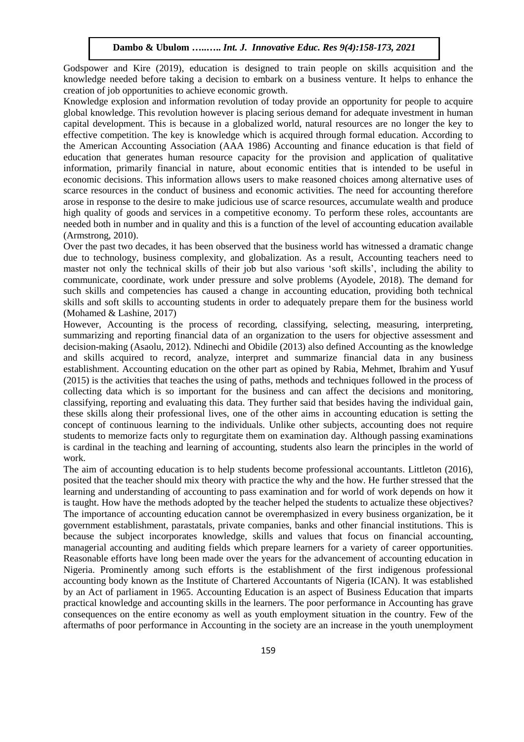Godspower and Kire (2019), education is designed to train people on skills acquisition and the knowledge needed before taking a decision to embark on a business venture. It helps to enhance the creation of job opportunities to achieve economic growth.

Knowledge explosion and information revolution of today provide an opportunity for people to acquire global knowledge. This revolution however is placing serious demand for adequate investment in human capital development. This is because in a globalized world, natural resources are no longer the key to effective competition. The key is knowledge which is acquired through formal education. According to the American Accounting Association (AAA 1986) Accounting and finance education is that field of education that generates human resource capacity for the provision and application of qualitative information, primarily financial in nature, about economic entities that is intended to be useful in economic decisions. This information allows users to make reasoned choices among alternative uses of scarce resources in the conduct of business and economic activities. The need for accounting therefore arose in response to the desire to make judicious use of scarce resources, accumulate wealth and produce high quality of goods and services in a competitive economy. To perform these roles, accountants are needed both in number and in quality and this is a function of the level of accounting education available (Armstrong, 2010).

Over the past two decades, it has been observed that the business world has witnessed a dramatic change due to technology, business complexity, and globalization. As a result, Accounting teachers need to master not only the technical skills of their job but also various 'soft skills', including the ability to communicate, coordinate, work under pressure and solve problems (Ayodele, 2018). The demand for such skills and competencies has caused a change in accounting education, providing both technical skills and soft skills to accounting students in order to adequately prepare them for the business world (Mohamed & Lashine, 2017)

However, Accounting is the process of recording, classifying, selecting, measuring, interpreting, summarizing and reporting financial data of an organization to the users for objective assessment and decision-making (Asaolu, 2012). Ndinechi and Obidile (2013) also defined Accounting as the knowledge and skills acquired to record, analyze, interpret and summarize financial data in any business establishment. Accounting education on the other part as opined by Rabia, Mehmet, Ibrahim and Yusuf (2015) is the activities that teaches the using of paths, methods and techniques followed in the process of collecting data which is so important for the business and can affect the decisions and monitoring, classifying, reporting and evaluating this data. They further said that besides having the individual gain, these skills along their professional lives, one of the other aims in accounting education is setting the concept of continuous learning to the individuals. Unlike other subjects, accounting does not require students to memorize facts only to regurgitate them on examination day. Although passing examinations is cardinal in the teaching and learning of accounting, students also learn the principles in the world of work.

The aim of accounting education is to help students become professional accountants. Littleton (2016), posited that the teacher should mix theory with practice the why and the how. He further stressed that the learning and understanding of accounting to pass examination and for world of work depends on how it is taught. How have the methods adopted by the teacher helped the students to actualize these objectives? The importance of accounting education cannot be overemphasized in every business organization, be it government establishment, parastatals, private companies, banks and other financial institutions. This is because the subject incorporates knowledge, skills and values that focus on financial accounting, managerial accounting and auditing fields which prepare learners for a variety of career opportunities. Reasonable efforts have long been made over the years for the advancement of accounting education in Nigeria. Prominently among such efforts is the establishment of the first indigenous professional accounting body known as the Institute of Chartered Accountants of Nigeria (ICAN). It was established by an Act of parliament in 1965. Accounting Education is an aspect of Business Education that imparts practical knowledge and accounting skills in the learners. The poor performance in Accounting has grave consequences on the entire economy as well as youth employment situation in the country. Few of the aftermaths of poor performance in Accounting in the society are an increase in the youth unemployment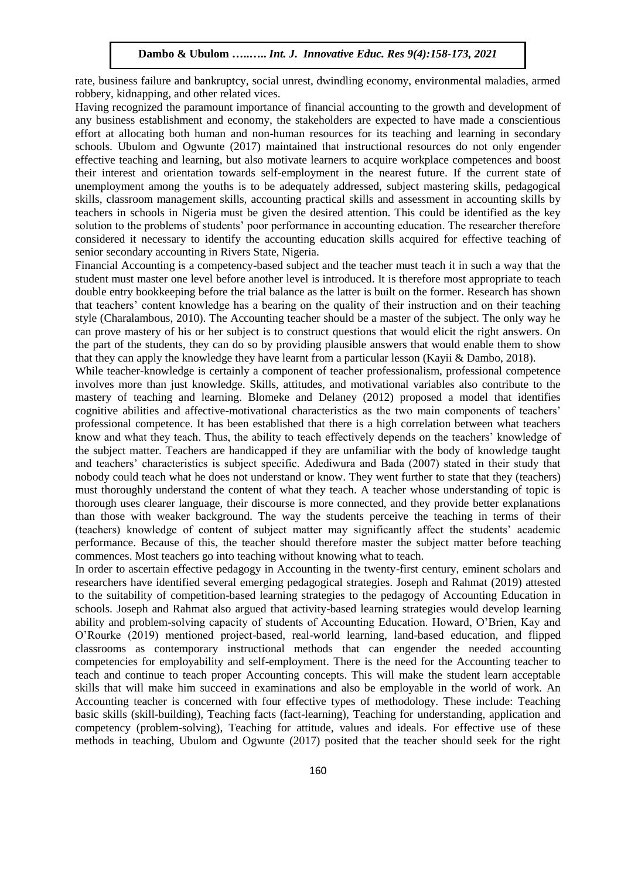rate, business failure and bankruptcy, social unrest, dwindling economy, environmental maladies, armed robbery, kidnapping, and other related vices.

Having recognized the paramount importance of financial accounting to the growth and development of any business establishment and economy, the stakeholders are expected to have made a conscientious effort at allocating both human and non-human resources for its teaching and learning in secondary schools. Ubulom and Ogwunte (2017) maintained that instructional resources do not only engender effective teaching and learning, but also motivate learners to acquire workplace competences and boost their interest and orientation towards self-employment in the nearest future. If the current state of unemployment among the youths is to be adequately addressed, subject mastering skills, pedagogical skills, classroom management skills, accounting practical skills and assessment in accounting skills by teachers in schools in Nigeria must be given the desired attention. This could be identified as the key solution to the problems of students' poor performance in accounting education. The researcher therefore considered it necessary to identify the accounting education skills acquired for effective teaching of senior secondary accounting in Rivers State, Nigeria.

Financial Accounting is a competency-based subject and the teacher must teach it in such a way that the student must master one level before another level is introduced. It is therefore most appropriate to teach double entry bookkeeping before the trial balance as the latter is built on the former. Research has shown that teachers' content knowledge has a bearing on the quality of their instruction and on their teaching style (Charalambous, 2010). The Accounting teacher should be a master of the subject. The only way he can prove mastery of his or her subject is to construct questions that would elicit the right answers. On the part of the students, they can do so by providing plausible answers that would enable them to show that they can apply the knowledge they have learnt from a particular lesson (Kayii & Dambo, 2018).

While teacher-knowledge is certainly a component of teacher professionalism, professional competence involves more than just knowledge. Skills, attitudes, and motivational variables also contribute to the mastery of teaching and learning. Blomeke and Delaney (2012) proposed a model that identifies cognitive abilities and affective-motivational characteristics as the two main components of teachers' professional competence. It has been established that there is a high correlation between what teachers know and what they teach. Thus, the ability to teach effectively depends on the teachers' knowledge of the subject matter. Teachers are handicapped if they are unfamiliar with the body of knowledge taught and teachers' characteristics is subject specific. Adediwura and Bada (2007) stated in their study that nobody could teach what he does not understand or know. They went further to state that they (teachers) must thoroughly understand the content of what they teach. A teacher whose understanding of topic is thorough uses clearer language, their discourse is more connected, and they provide better explanations than those with weaker background. The way the students perceive the teaching in terms of their (teachers) knowledge of content of subject matter may significantly affect the students' academic performance. Because of this, the teacher should therefore master the subject matter before teaching commences. Most teachers go into teaching without knowing what to teach.

In order to ascertain effective pedagogy in Accounting in the twenty-first century, eminent scholars and researchers have identified several emerging pedagogical strategies. Joseph and Rahmat (2019) attested to the suitability of competition-based learning strategies to the pedagogy of Accounting Education in schools. Joseph and Rahmat also argued that activity-based learning strategies would develop learning ability and problem-solving capacity of students of Accounting Education. Howard, O'Brien, Kay and O'Rourke (2019) mentioned project-based, real-world learning, land-based education, and flipped classrooms as contemporary instructional methods that can engender the needed accounting competencies for employability and self-employment. There is the need for the Accounting teacher to teach and continue to teach proper Accounting concepts. This will make the student learn acceptable skills that will make him succeed in examinations and also be employable in the world of work. An Accounting teacher is concerned with four effective types of methodology. These include: Teaching basic skills (skill-building), Teaching facts (fact-learning), Teaching for understanding, application and competency (problem-solving), Teaching for attitude, values and ideals. For effective use of these methods in teaching, Ubulom and Ogwunte (2017) posited that the teacher should seek for the right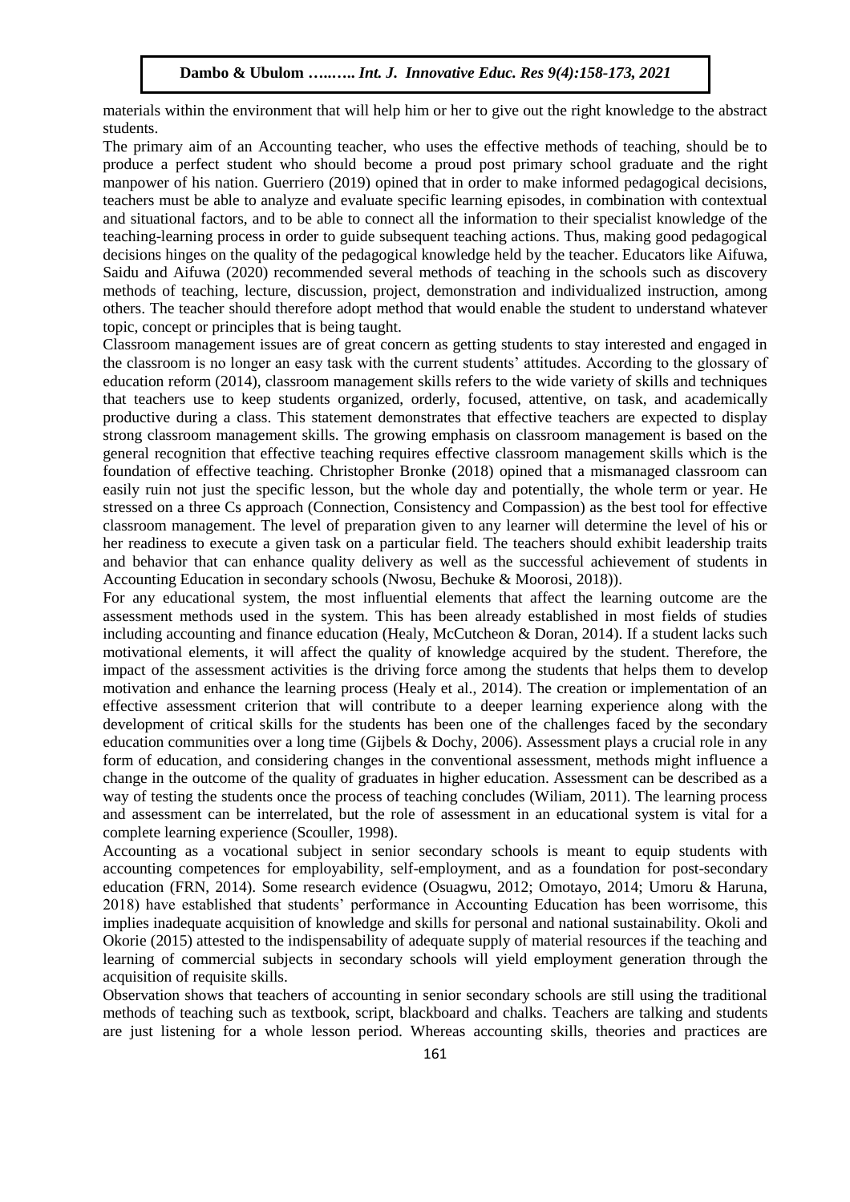materials within the environment that will help him or her to give out the right knowledge to the abstract students.

The primary aim of an Accounting teacher, who uses the effective methods of teaching, should be to produce a perfect student who should become a proud post primary school graduate and the right manpower of his nation. Guerriero (2019) opined that in order to make informed pedagogical decisions, teachers must be able to analyze and evaluate specific learning episodes, in combination with contextual and situational factors, and to be able to connect all the information to their specialist knowledge of the teaching-learning process in order to guide subsequent teaching actions. Thus, making good pedagogical decisions hinges on the quality of the pedagogical knowledge held by the teacher. Educators like Aifuwa, Saidu and Aifuwa (2020) recommended several methods of teaching in the schools such as discovery methods of teaching, lecture, discussion, project, demonstration and individualized instruction, among others. The teacher should therefore adopt method that would enable the student to understand whatever topic, concept or principles that is being taught.

Classroom management issues are of great concern as getting students to stay interested and engaged in the classroom is no longer an easy task with the current students' attitudes. According to the glossary of education reform (2014), classroom management skills refers to the wide variety of skills and techniques that teachers use to keep students organized, orderly, focused, attentive, on task, and academically productive during a class. This statement demonstrates that effective teachers are expected to display strong classroom management skills. The growing emphasis on classroom management is based on the general recognition that effective teaching requires effective classroom management skills which is the foundation of effective teaching. Christopher Bronke (2018) opined that a mismanaged classroom can easily ruin not just the specific lesson, but the whole day and potentially, the whole term or year. He stressed on a three Cs approach (Connection, Consistency and Compassion) as the best tool for effective classroom management. The level of preparation given to any learner will determine the level of his or her readiness to execute a given task on a particular field. The teachers should exhibit leadership traits and behavior that can enhance quality delivery as well as the successful achievement of students in Accounting Education in secondary schools (Nwosu, Bechuke & Moorosi, 2018)).

For any educational system, the most influential elements that affect the learning outcome are the assessment methods used in the system. This has been already established in most fields of studies including accounting and finance education (Healy, McCutcheon & Doran, 2014). If a student lacks such motivational elements, it will affect the quality of knowledge acquired by the student. Therefore, the impact of the assessment activities is the driving force among the students that helps them to develop motivation and enhance the learning process (Healy et al., 2014). The creation or implementation of an effective assessment criterion that will contribute to a deeper learning experience along with the development of critical skills for the students has been one of the challenges faced by the secondary education communities over a long time (Gijbels & Dochy, 2006). Assessment plays a crucial role in any form of education, and considering changes in the conventional assessment, methods might influence a change in the outcome of the quality of graduates in higher education. Assessment can be described as a way of testing the students once the process of teaching concludes (Wiliam, 2011). The learning process and assessment can be interrelated, but the role of assessment in an educational system is vital for a complete learning experience (Scouller, 1998).

Accounting as a vocational subject in senior secondary schools is meant to equip students with accounting competences for employability, self-employment, and as a foundation for post-secondary education (FRN, 2014). Some research evidence (Osuagwu, 2012; Omotayo, 2014; Umoru & Haruna, 2018) have established that students' performance in Accounting Education has been worrisome, this implies inadequate acquisition of knowledge and skills for personal and national sustainability. Okoli and Okorie (2015) attested to the indispensability of adequate supply of material resources if the teaching and learning of commercial subjects in secondary schools will yield employment generation through the acquisition of requisite skills.

Observation shows that teachers of accounting in senior secondary schools are still using the traditional methods of teaching such as textbook, script, blackboard and chalks. Teachers are talking and students are just listening for a whole lesson period. Whereas accounting skills, theories and practices are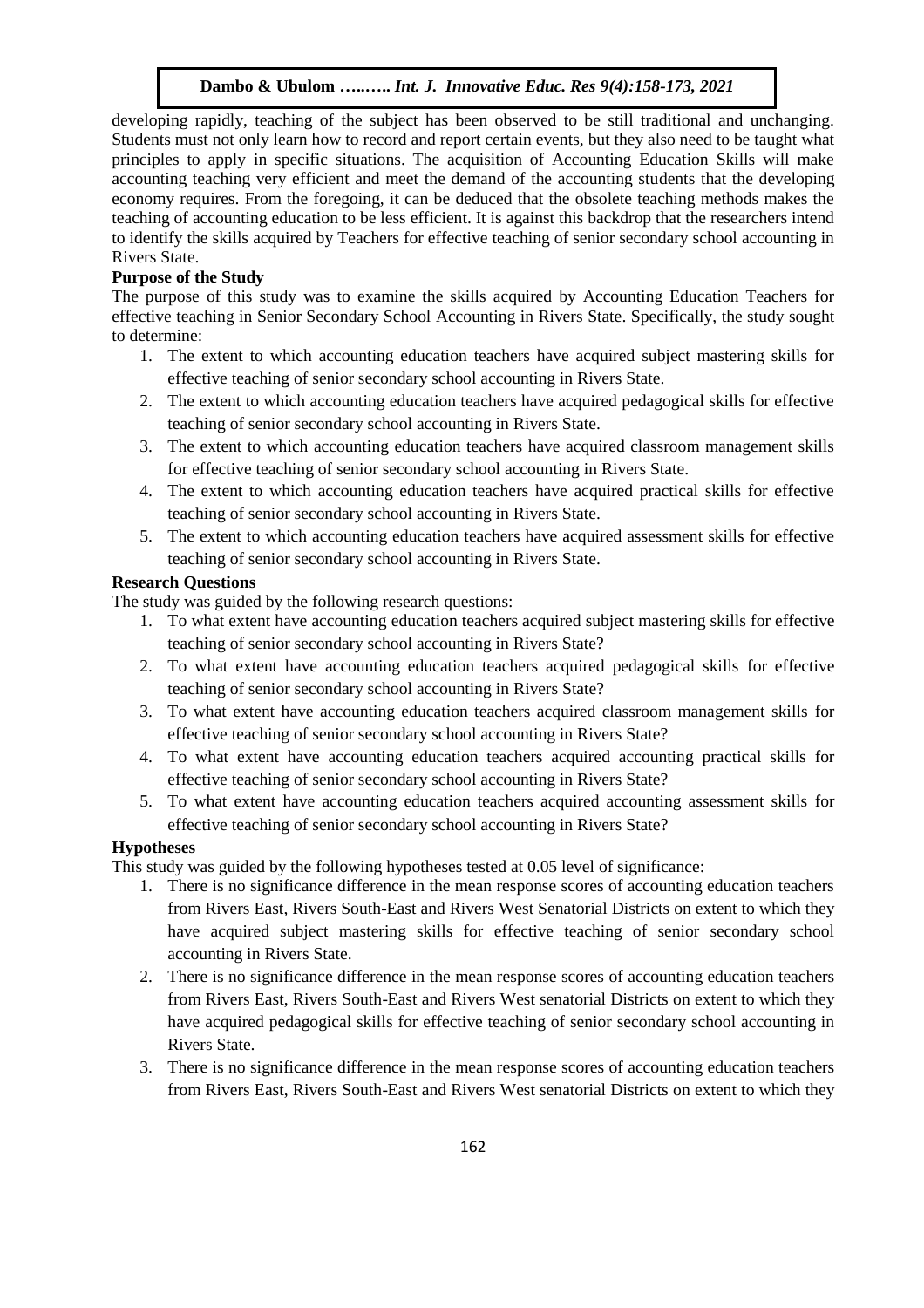developing rapidly, teaching of the subject has been observed to be still traditional and unchanging. Students must not only learn how to record and report certain events, but they also need to be taught what principles to apply in specific situations. The acquisition of Accounting Education Skills will make accounting teaching very efficient and meet the demand of the accounting students that the developing economy requires. From the foregoing, it can be deduced that the obsolete teaching methods makes the teaching of accounting education to be less efficient. It is against this backdrop that the researchers intend to identify the skills acquired by Teachers for effective teaching of senior secondary school accounting in Rivers State.

**Purpose of the Study**

The purpose of this study was to examine the skills acquired by Accounting Education Teachers for effective teaching in Senior Secondary School Accounting in Rivers State. Specifically, the study sought to determine:

1. The extent to which accounting education teachers have acquired subject mastering skills for effective teaching of senior secondary school accounting in Rivers State.
2. The extent to which accounting education teachers have acquired pedagogical skills for effective teaching of senior secondary school accounting in Rivers State.
3. The extent to which accounting education teachers have acquired classroom management skills for effective teaching of senior secondary school accounting in Rivers State.
4. The extent to which accounting education teachers have acquired practical skills for effective teaching of senior secondary school accounting in Rivers State.
5. The extent to which accounting education teachers have acquired assessment skills for effective teaching of senior secondary school accounting in Rivers State.

**Research Questions**

The study was guided by the following research questions:

1. To what extent have accounting education teachers acquired subject mastering skills for effective teaching of senior secondary school accounting in Rivers State?
2. To what extent have accounting education teachers acquired pedagogical skills for effective teaching of senior secondary school accounting in Rivers State?
3. To what extent have accounting education teachers acquired classroom management skills for effective teaching of senior secondary school accounting in Rivers State?
4. To what extent have accounting education teachers acquired accounting practical skills for effective teaching of senior secondary school accounting in Rivers State?
5. To what extent have accounting education teachers acquired accounting assessment skills for effective teaching of senior secondary school accounting in Rivers State?

**Hypotheses**

This study was guided by the following hypotheses tested at 0.05 level of significance:

1. There is no significance difference in the mean response scores of accounting education teachers from Rivers East, Rivers South-East and Rivers West Senatorial Districts on extent to which they have acquired subject mastering skills for effective teaching of senior secondary school accounting in Rivers State.
2. There is no significance difference in the mean response scores of accounting education teachers from Rivers East, Rivers South-East and Rivers West senatorial Districts on extent to which they have acquired pedagogical skills for effective teaching of senior secondary school accounting in Rivers State.
3. There is no significance difference in the mean response scores of accounting education teachers from Rivers East, Rivers South-East and Rivers West senatorial Districts on extent to which they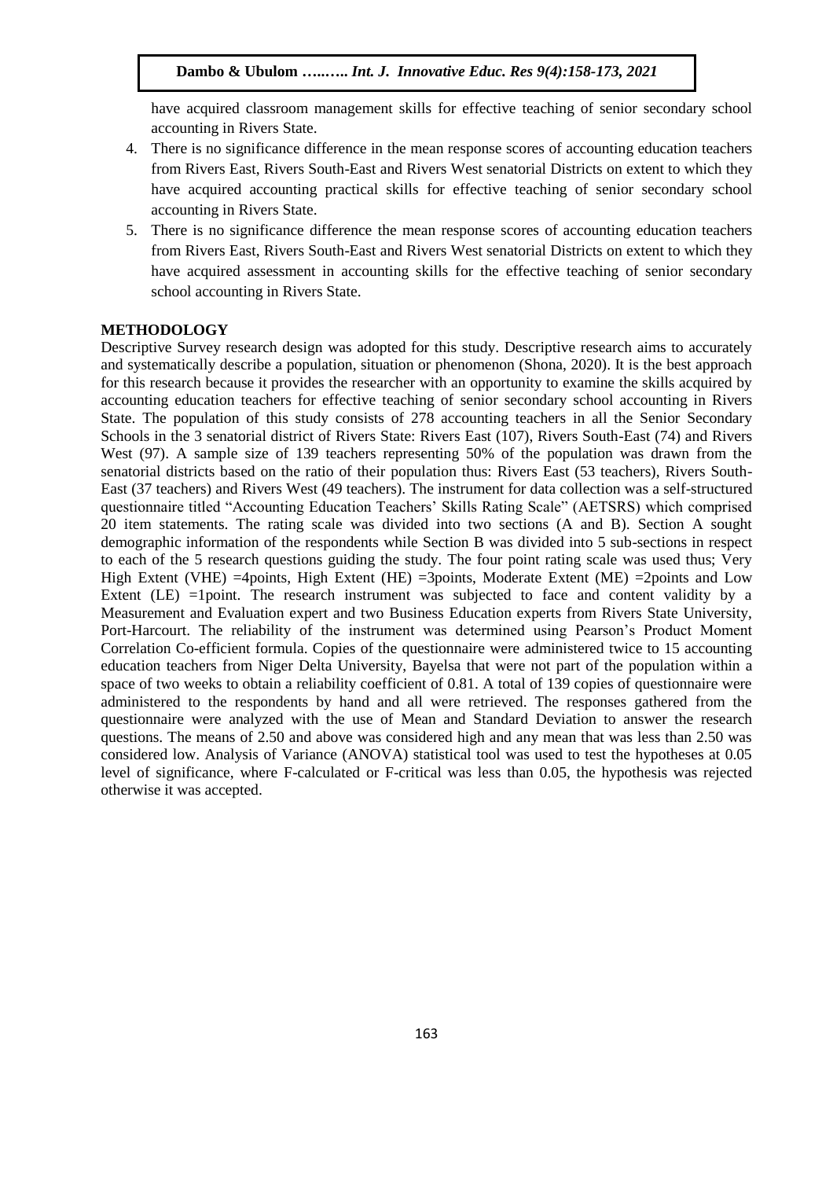have acquired classroom management skills for effective teaching of senior secondary school accounting in Rivers State.

4. There is no significance difference in the mean response scores of accounting education teachers from Rivers East, Rivers South-East and Rivers West senatorial Districts on extent to which they have acquired accounting practical skills for effective teaching of senior secondary school accounting in Rivers State.
5. There is no significance difference the mean response scores of accounting education teachers from Rivers East, Rivers South-East and Rivers West senatorial Districts on extent to which they have acquired assessment in accounting skills for the effective teaching of senior secondary school accounting in Rivers State.

## METHODOLOGY

Descriptive Survey research design was adopted for this study. Descriptive research aims to accurately and systematically describe a population, situation or phenomenon (Shona, 2020). It is the best approach for this research because it provides the researcher with an opportunity to examine the skills acquired by accounting education teachers for effective teaching of senior secondary school accounting in Rivers State. The population of this study consists of 278 accounting teachers in all the Senior Secondary Schools in the 3 senatorial district of Rivers State: Rivers East (107), Rivers South-East (74) and Rivers West (97). A sample size of 139 teachers representing 50% of the population was drawn from the senatorial districts based on the ratio of their population thus: Rivers East (53 teachers), Rivers South-East (37 teachers) and Rivers West (49 teachers). The instrument for data collection was a self-structured questionnaire titled "Accounting Education Teachers' Skills Rating Scale" (AETSRS) which comprised 20 item statements. The rating scale was divided into two sections (A and B). Section A sought demographic information of the respondents while Section B was divided into 5 sub-sections in respect to each of the 5 research questions guiding the study. The four point rating scale was used thus; Very High Extent (VHE) =4points, High Extent (HE) =3points, Moderate Extent (ME) =2points and Low Extent (LE) =1point. The research instrument was subjected to face and content validity by a Measurement and Evaluation expert and two Business Education experts from Rivers State University, Port-Harcourt. The reliability of the instrument was determined using Pearson's Product Moment Correlation Co-efficient formula. Copies of the questionnaire were administered twice to 15 accounting education teachers from Niger Delta University, Bayelsa that were not part of the population within a space of two weeks to obtain a reliability coefficient of 0.81. A total of 139 copies of questionnaire were administered to the respondents by hand and all were retrieved. The responses gathered from the questionnaire were analyzed with the use of Mean and Standard Deviation to answer the research questions. The means of 2.50 and above was considered high and any mean that was less than 2.50 was considered low. Analysis of Variance (ANOVA) statistical tool was used to test the hypotheses at 0.05 level of significance, where F-calculated or F-critical was less than 0.05, the hypothesis was rejected otherwise it was accepted.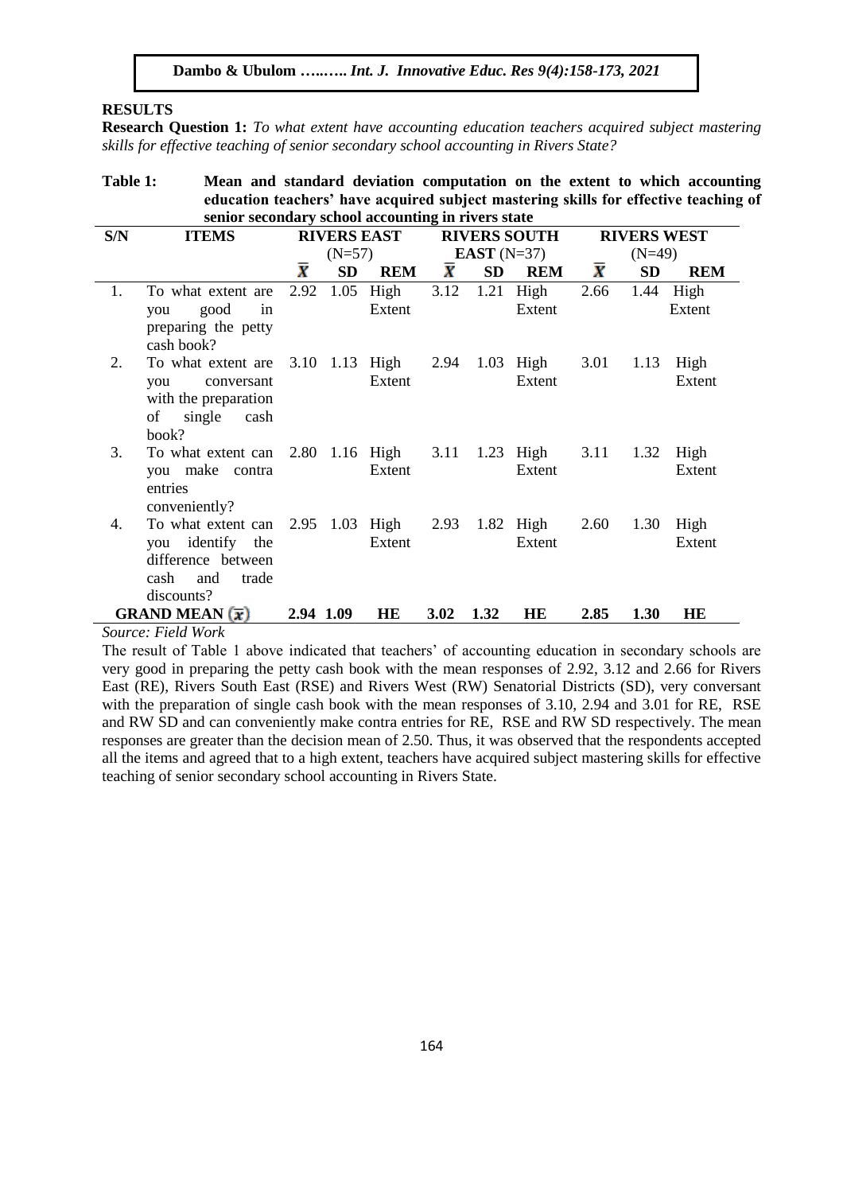## RESULTS

**Research Question 1:** *To what extent have accounting education teachers acquired subject mastering skills for effective teaching of senior secondary school accounting in Rivers State?*

**Table 1: Mean and standard deviation computation on the extent to which accounting education teachers' have acquired subject mastering skills for effective teaching of senior secondary school accounting in rivers state**

| S/N | ITEMS | RIVERS EAST (N=57) | | | RIVERS SOUTH EAST (N=37) | | | RIVERS WEST (N=49) | | |
|---|---|---|---|---|---|---|---|---|---|---|
| | | $\bar{X}$ | SD | REM | $\bar{X}$ | SD | REM | $\bar{X}$ | SD | REM |
| 1. | To what extent are you good in preparing the petty cash book? | 2.92 | 1.05 | High Extent | 3.12 | 1.21 | High Extent | 2.66 | 1.44 | High Extent |
| 2. | To what extent are you conversant with the preparation of single cash book? | 3.10 | 1.13 | High Extent | 2.94 | 1.03 | High Extent | 3.01 | 1.13 | High Extent |
| 3. | To what extent can you make contra entries conveniently? | 2.80 | 1.16 | High Extent | 3.11 | 1.23 | High Extent | 3.11 | 1.32 | High Extent |
| 4. | To what extent can you identify the difference between cash and trade discounts? | 2.95 | 1.03 | High Extent | 2.93 | 1.82 | High Extent | 2.60 | 1.30 | High Extent |
| | **GRAND MEAN ($\bar{x}$)** | **2.94** | **1.09** | **HE** | **3.02** | **1.32** | **HE** | **2.85** | **1.30** | **HE** |

*Source: Field Work*

The result of Table 1 above indicated that teachers' of accounting education in secondary schools are very good in preparing the petty cash book with the mean responses of 2.92, 3.12 and 2.66 for Rivers East (RE), Rivers South East (RSE) and Rivers West (RW) Senatorial Districts (SD), very conversant with the preparation of single cash book with the mean responses of 3.10, 2.94 and 3.01 for RE, RSE and RW SD and can conveniently make contra entries for RE, RSE and RW SD respectively. The mean responses are greater than the decision mean of 2.50. Thus, it was observed that the respondents accepted all the items and agreed that to a high extent, teachers have acquired subject mastering skills for effective teaching of senior secondary school accounting in Rivers State.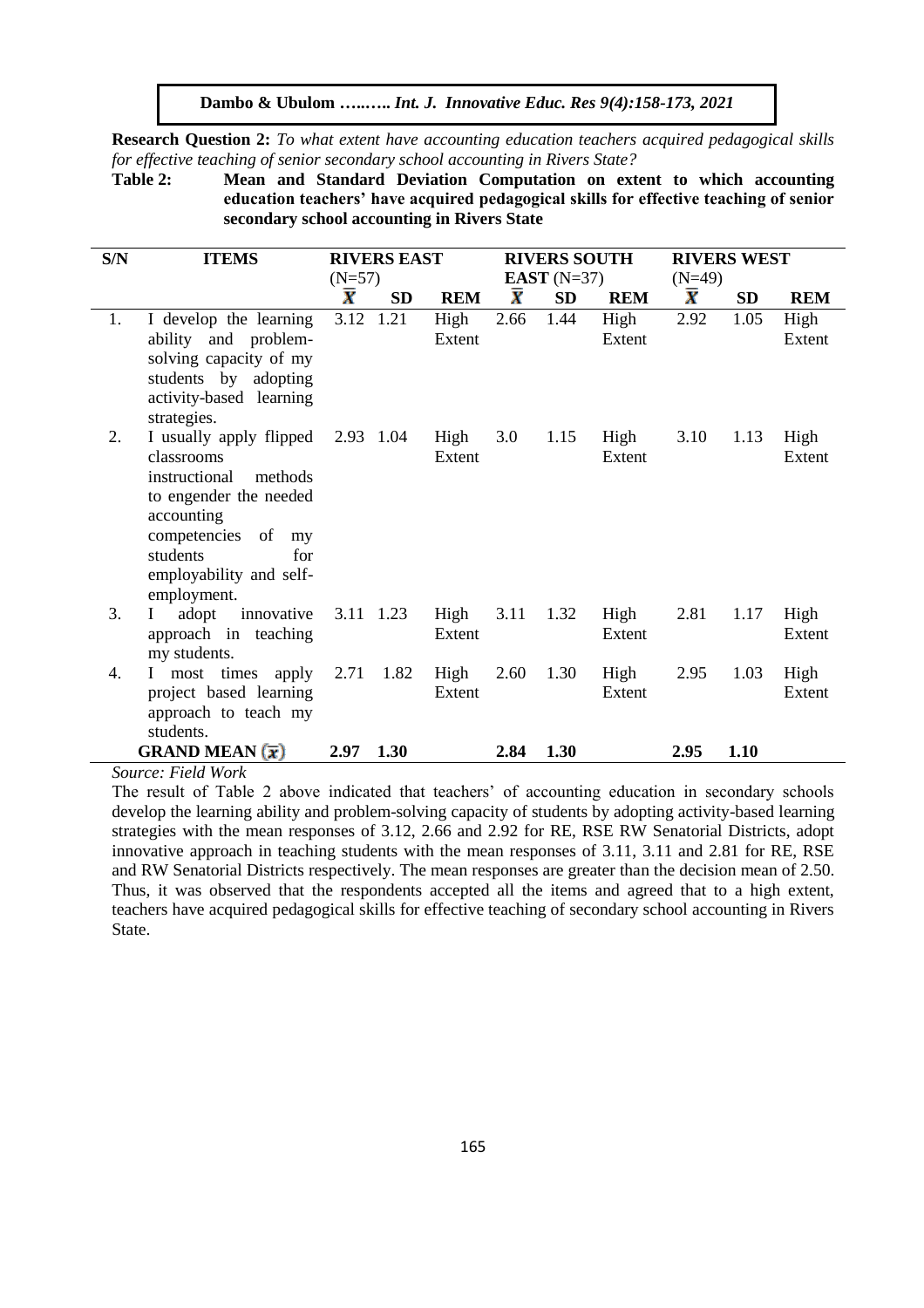**Research Question 2:** *To what extent have accounting education teachers acquired pedagogical skills for effective teaching of senior secondary school accounting in Rivers State?*

**Table 2: Mean and Standard Deviation Computation on extent to which accounting education teachers' have acquired pedagogical skills for effective teaching of senior secondary school accounting in Rivers State**

| S/N | ITEMS | RIVERS EAST (N=57) | | | RIVERS SOUTH EAST (N=37) | | | RIVERS WEST (N=49) | | |
|---|---|---|---|---|---|---|---|---|---|---|
| | | $\bar{X}$ | SD | REM | $\bar{X}$ | SD | REM | $\bar{X}$ | SD | REM |
| 1. | I develop the learning ability and problem-solving capacity of my students by adopting activity-based learning strategies. | 3.12 | 1.21 | High Extent | 2.66 | 1.44 | High Extent | 2.92 | 1.05 | High Extent |
| 2. | I usually apply flipped classrooms instructional methods to engender the needed accounting competencies of my students for employability and self-employment. | 2.93 | 1.04 | High Extent | 3.0 | 1.15 | High Extent | 3.10 | 1.13 | High Extent |
| 3. | I adopt innovative approach in teaching my students. | 3.11 | 1.23 | High Extent | 3.11 | 1.32 | High Extent | 2.81 | 1.17 | High Extent |
| 4. | I most times apply project based learning approach to teach my students. | 2.71 | 1.82 | High Extent | 2.60 | 1.30 | High Extent | 2.95 | 1.03 | High Extent |
| | **GRAND MEAN ($\bar{x}$)** | **2.97** | **1.30** | | **2.84** | **1.30** | | **2.95** | **1.10** | |

*Source: Field Work*

The result of Table 2 above indicated that teachers' of accounting education in secondary schools develop the learning ability and problem-solving capacity of students by adopting activity-based learning strategies with the mean responses of 3.12, 2.66 and 2.92 for RE, RSE RW Senatorial Districts, adopt innovative approach in teaching students with the mean responses of 3.11, 3.11 and 2.81 for RE, RSE and RW Senatorial Districts respectively. The mean responses are greater than the decision mean of 2.50. Thus, it was observed that the respondents accepted all the items and agreed that to a high extent, teachers have acquired pedagogical skills for effective teaching of secondary school accounting in Rivers State.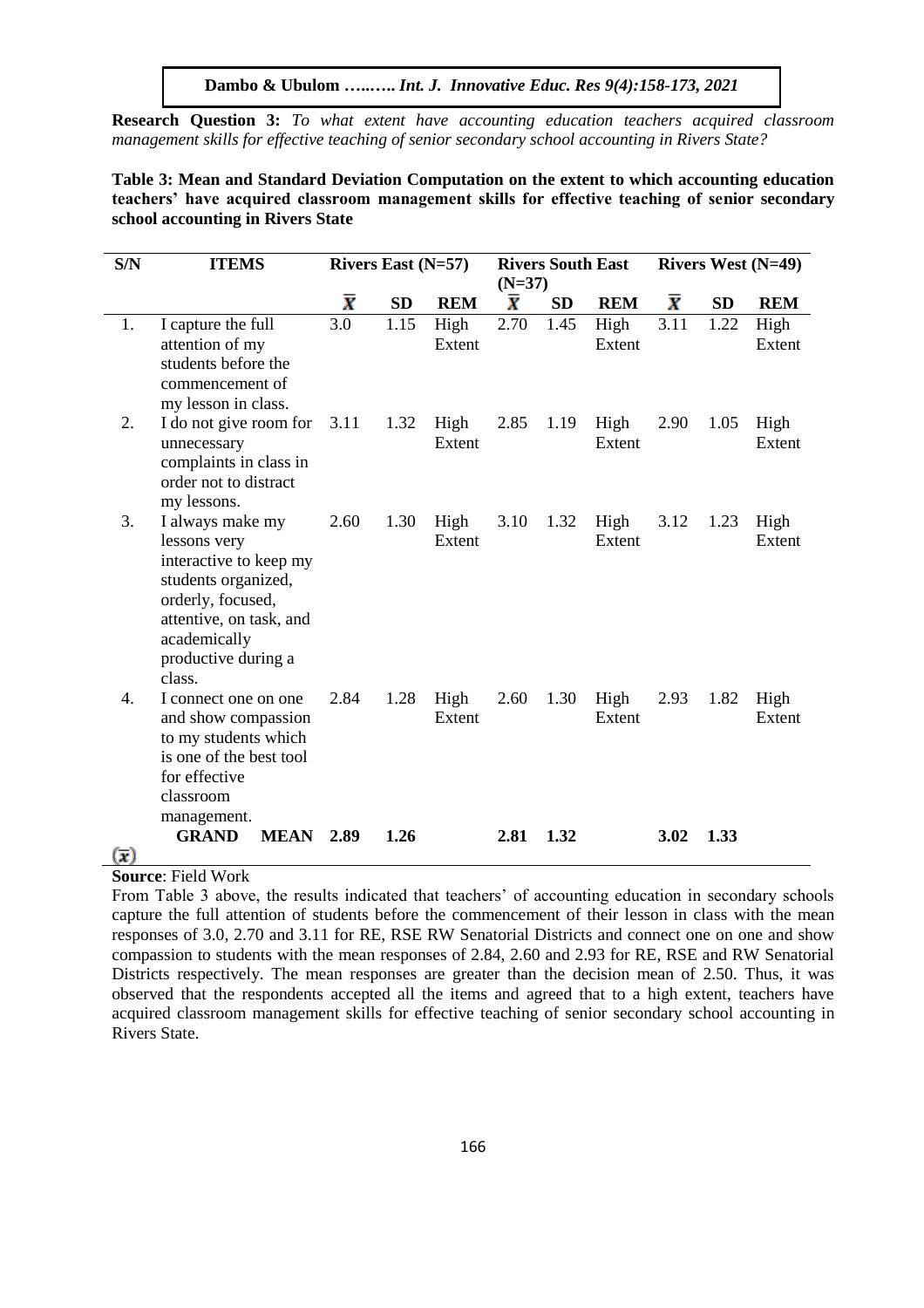**Research Question 3:** *To what extent have accounting education teachers acquired classroom management skills for effective teaching of senior secondary school accounting in Rivers State?*

**Table 3: Mean and Standard Deviation Computation on the extent to which accounting education teachers' have acquired classroom management skills for effective teaching of senior secondary school accounting in Rivers State**

| S/N | ITEMS | Rivers East (N=57) | | | Rivers South East (N=37) | | | Rivers West (N=49) | | |
|---|---|---|---|---|---|---|---|---|---|---|
| | | $\bar{X}$ | SD | REM | $\bar{X}$ | SD | REM | $\bar{X}$ | SD | REM |
| 1. | I capture the full attention of my students before the commencement of my lesson in class. | 3.0 | 1.15 | High Extent | 2.70 | 1.45 | High Extent | 3.11 | 1.22 | High Extent |
| 2. | I do not give room for unnecessary complaints in class in order not to distract my lessons. | 3.11 | 1.32 | High Extent | 2.85 | 1.19 | High Extent | 2.90 | 1.05 | High Extent |
| 3. | I always make my lessons very interactive to keep my students organized, orderly, focused, attentive, on task, and academically productive during a class. | 2.60 | 1.30 | High Extent | 3.10 | 1.32 | High Extent | 3.12 | 1.23 | High Extent |
| 4. | I connect one on one and show compassion to my students which is one of the best tool for effective classroom management. | 2.84 | 1.28 | High Extent | 2.60 | 1.30 | High Extent | 2.93 | 1.82 | High Extent |
| | **GRAND MEAN** $(\bar{x})$ | **2.89** | **1.26** | | **2.81** | **1.32** | | **3.02** | **1.33** | |

**Source**: Field Work

From Table 3 above, the results indicated that teachers' of accounting education in secondary schools capture the full attention of students before the commencement of their lesson in class with the mean responses of 3.0, 2.70 and 3.11 for RE, RSE RW Senatorial Districts and connect one on one and show compassion to students with the mean responses of 2.84, 2.60 and 2.93 for RE, RSE and RW Senatorial Districts respectively. The mean responses are greater than the decision mean of 2.50. Thus, it was observed that the respondents accepted all the items and agreed that to a high extent, teachers have acquired classroom management skills for effective teaching of senior secondary school accounting in Rivers State.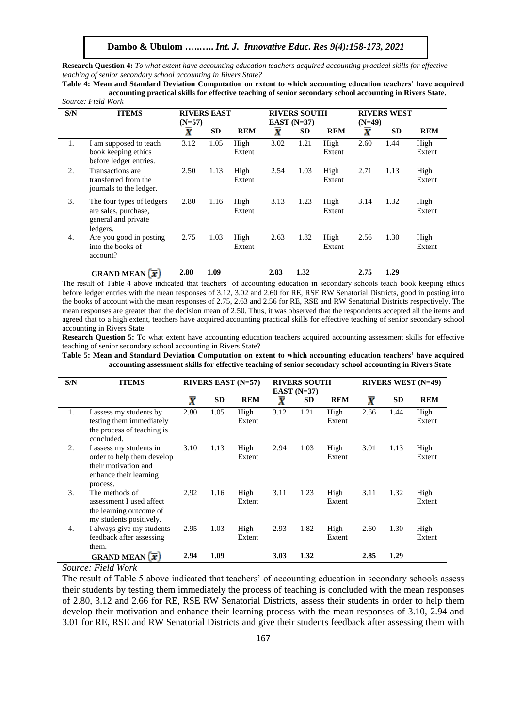**Research Question 4:** *To what extent have accounting education teachers acquired accounting practical skills for effective teaching of senior secondary school accounting in Rivers State?*

**Table 4: Mean and Standard Deviation Computation on extent to which accounting education teachers' have acquired accounting practical skills for effective teaching of senior secondary school accounting in Rivers State.**

*Source: Field Work*

| S/N | ITEMS | RIVERS EAST (N=57) | | | RIVERS SOUTH EAST (N=37) | | | RIVERS WEST (N=49) | | |
|---|---|---|---|---|---|---|---|---|---|---|
| | | $\bar{X}$ | SD | REM | $\bar{X}$ | SD | REM | $\bar{X}$ | SD | REM |
| 1. | I am supposed to teach book keeping ethics before ledger entries. | 3.12 | 1.05 | High Extent | 3.02 | 1.21 | High Extent | 2.60 | 1.44 | High Extent |
| 2. | Transactions are transferred from the journals to the ledger. | 2.50 | 1.13 | High Extent | 2.54 | 1.03 | High Extent | 2.71 | 1.13 | High Extent |
| 3. | The four types of ledgers are sales, purchase, general and private ledgers. | 2.80 | 1.16 | High Extent | 3.13 | 1.23 | High Extent | 3.14 | 1.32 | High Extent |
| 4. | Are you good in posting into the books of account? | 2.75 | 1.03 | High Extent | 2.63 | 1.82 | High Extent | 2.56 | 1.30 | High Extent |
| | **GRAND MEAN ($\bar{x}$)** | **2.80** | **1.09** | | **2.83** | **1.32** | | **2.75** | **1.29** | |

The result of Table 4 above indicated that teachers' of accounting education in secondary schools teach book keeping ethics before ledger entries with the mean responses of 3.12, 3.02 and 2.60 for RE, RSE RW Senatorial Districts, good in posting into the books of account with the mean responses of 2.75, 2.63 and 2.56 for RE, RSE and RW Senatorial Districts respectively. The mean responses are greater than the decision mean of 2.50. Thus, it was observed that the respondents accepted all the items and agreed that to a high extent, teachers have acquired accounting practical skills for effective teaching of senior secondary school accounting in Rivers State.

**Research Question 5:** To what extent have accounting education teachers acquired accounting assessment skills for effective teaching of senior secondary school accounting in Rivers State?

**Table 5: Mean and Standard Deviation Computation on extent to which accounting education teachers' have acquired accounting assessment skills for effective teaching of senior secondary school accounting in Rivers State**

| S/N | ITEMS | RIVERS EAST (N=57) | | | RIVERS SOUTH EAST (N=37) | | | RIVERS WEST (N=49) | | |
|---|---|---|---|---|---|---|---|---|---|---|
| | | $\bar{X}$ | SD | REM | $\bar{X}$ | SD | REM | $\bar{X}$ | SD | REM |
| 1. | I assess my students by testing them immediately the process of teaching is concluded. | 2.80 | 1.05 | High Extent | 3.12 | 1.21 | High Extent | 2.66 | 1.44 | High Extent |
| 2. | I assess my students in order to help them develop their motivation and enhance their learning process. | 3.10 | 1.13 | High Extent | 2.94 | 1.03 | High Extent | 3.01 | 1.13 | High Extent |
| 3. | The methods of assessment I used affect the learning outcome of my students positively. | 2.92 | 1.16 | High Extent | 3.11 | 1.23 | High Extent | 3.11 | 1.32 | High Extent |
| 4. | I always give my students feedback after assessing them. | 2.95 | 1.03 | High Extent | 2.93 | 1.82 | High Extent | 2.60 | 1.30 | High Extent |
| | **GRAND MEAN ($\bar{x}$)** | **2.94** | **1.09** | | **3.03** | **1.32** | | **2.85** | **1.29** | |

*Source: Field Work*

The result of Table 5 above indicated that teachers' of accounting education in secondary schools assess their students by testing them immediately the process of teaching is concluded with the mean responses of 2.80, 3.12 and 2.66 for RE, RSE RW Senatorial Districts, assess their students in order to help them develop their motivation and enhance their learning process with the mean responses of 3.10, 2.94 and 3.01 for RE, RSE and RW Senatorial Districts and give their students feedback after assessing them with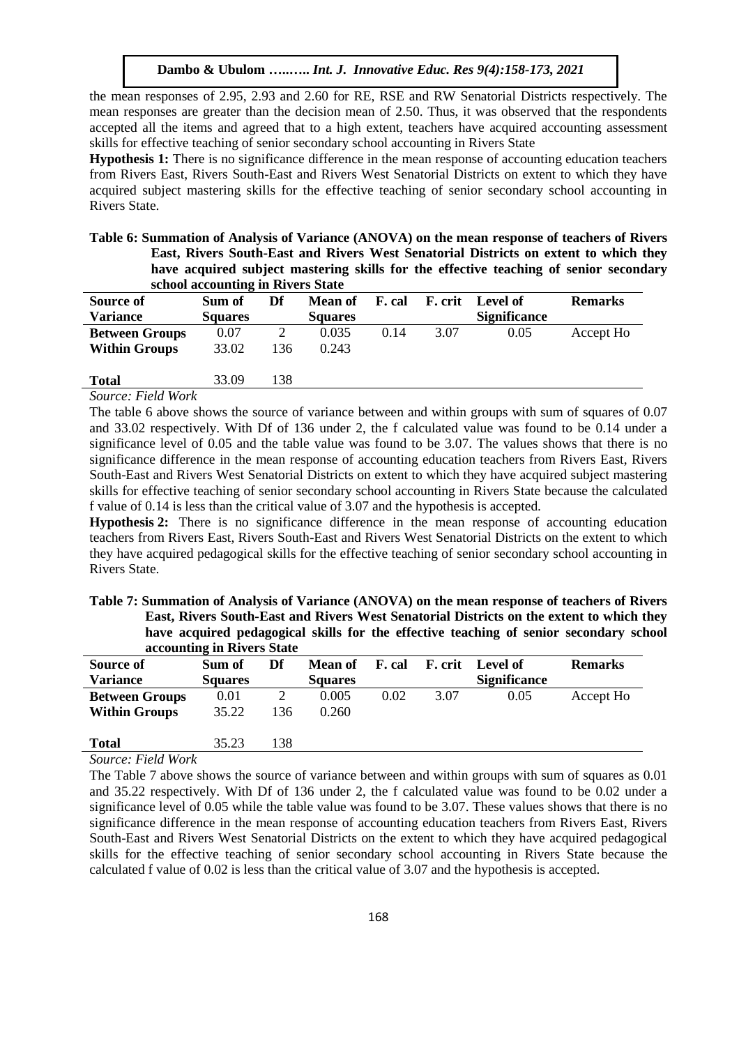the mean responses of 2.95, 2.93 and 2.60 for RE, RSE and RW Senatorial Districts respectively. The mean responses are greater than the decision mean of 2.50. Thus, it was observed that the respondents accepted all the items and agreed that to a high extent, teachers have acquired accounting assessment skills for effective teaching of senior secondary school accounting in Rivers State

**Hypothesis 1:** There is no significance difference in the mean response of accounting education teachers from Rivers East, Rivers South-East and Rivers West Senatorial Districts on extent to which they have acquired subject mastering skills for the effective teaching of senior secondary school accounting in Rivers State.

**Table 6: Summation of Analysis of Variance (ANOVA) on the mean response of teachers of Rivers East, Rivers South-East and Rivers West Senatorial Districts on extent to which they have acquired subject mastering skills for the effective teaching of senior secondary school accounting in Rivers State**

| Source of Variance | Sum of Squares | Df | Mean of Squares | F. cal | F. crit | Level of Significance | Remarks |
|---|---|---|---|---|---|---|---|
| **Between Groups** | 0.07 | 2 | 0.035 | 0.14 | 3.07 | 0.05 | Accept Ho |
| **Within Groups** | 33.02 | 136 | 0.243 | | | | |
| **Total** | 33.09 | 138 | | | | | |

*Source: Field Work*

The table 6 above shows the source of variance between and within groups with sum of squares of 0.07 and 33.02 respectively. With Df of 136 under 2, the f calculated value was found to be 0.14 under a significance level of 0.05 and the table value was found to be 3.07. The values shows that there is no significance difference in the mean response of accounting education teachers from Rivers East, Rivers South-East and Rivers West Senatorial Districts on extent to which they have acquired subject mastering skills for effective teaching of senior secondary school accounting in Rivers State because the calculated f value of 0.14 is less than the critical value of 3.07 and the hypothesis is accepted.

**Hypothesis 2:** There is no significance difference in the mean response of accounting education teachers from Rivers East, Rivers South-East and Rivers West Senatorial Districts on the extent to which they have acquired pedagogical skills for the effective teaching of senior secondary school accounting in Rivers State.

**Table 7: Summation of Analysis of Variance (ANOVA) on the mean response of teachers of Rivers East, Rivers South-East and Rivers West Senatorial Districts on the extent to which they have acquired pedagogical skills for the effective teaching of senior secondary school accounting in Rivers State**

| Source of Variance | Sum of Squares | Df | Mean of Squares | F. cal | F. crit | Level of Significance | Remarks |
|---|---|---|---|---|---|---|---|
| **Between Groups** | 0.01 | 2 | 0.005 | 0.02 | 3.07 | 0.05 | Accept Ho |
| **Within Groups** | 35.22 | 136 | 0.260 | | | | |
| **Total** | 35.23 | 138 | | | | | |

*Source: Field Work*

The Table 7 above shows the source of variance between and within groups with sum of squares as 0.01 and 35.22 respectively. With Df of 136 under 2, the f calculated value was found to be 0.02 under a significance level of 0.05 while the table value was found to be 3.07. These values shows that there is no significance difference in the mean response of accounting education teachers from Rivers East, Rivers South-East and Rivers West Senatorial Districts on the extent to which they have acquired pedagogical skills for the effective teaching of senior secondary school accounting in Rivers State because the calculated f value of 0.02 is less than the critical value of 3.07 and the hypothesis is accepted.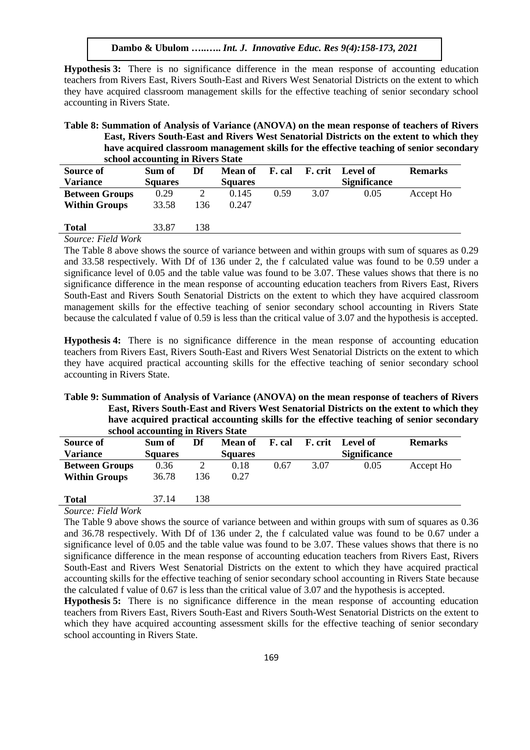**Hypothesis 3:** There is no significance difference in the mean response of accounting education teachers from Rivers East, Rivers South-East and Rivers West Senatorial Districts on the extent to which they have acquired classroom management skills for the effective teaching of senior secondary school accounting in Rivers State.

**Table 8: Summation of Analysis of Variance (ANOVA) on the mean response of teachers of Rivers East, Rivers South-East and Rivers West Senatorial Districts on the extent to which they have acquired classroom management skills for the effective teaching of senior secondary school accounting in Rivers State**

| Source of Variance | Sum of Squares | Df | Mean of Squares | F. cal | F. crit | Level of Significance | Remarks |
|---|---|---|---|---|---|---|---|
| **Between Groups** | 0.29 | 2 | 0.145 | 0.59 | 3.07 | 0.05 | Accept Ho |
| **Within Groups** | 33.58 | 136 | 0.247 | | | | |
| **Total** | 33.87 | 138 | | | | | |

*Source: Field Work*

The Table 8 above shows the source of variance between and within groups with sum of squares as 0.29 and 33.58 respectively. With Df of 136 under 2, the f calculated value was found to be 0.59 under a significance level of 0.05 and the table value was found to be 3.07. These values shows that there is no significance difference in the mean response of accounting education teachers from Rivers East, Rivers South-East and Rivers South Senatorial Districts on the extent to which they have acquired classroom management skills for the effective teaching of senior secondary school accounting in Rivers State because the calculated f value of 0.59 is less than the critical value of 3.07 and the hypothesis is accepted.

**Hypothesis 4:** There is no significance difference in the mean response of accounting education teachers from Rivers East, Rivers South-East and Rivers West Senatorial Districts on the extent to which they have acquired practical accounting skills for the effective teaching of senior secondary school accounting in Rivers State.

**Table 9: Summation of Analysis of Variance (ANOVA) on the mean response of teachers of Rivers East, Rivers South-East and Rivers West Senatorial Districts on the extent to which they have acquired practical accounting skills for the effective teaching of senior secondary school accounting in Rivers State**

| Source of Variance | Sum of Squares | Df | Mean of Squares | F. cal | F. crit | Level of Significance | Remarks |
|---|---|---|---|---|---|---|---|
| **Between Groups** | 0.36 | 2 | 0.18 | 0.67 | 3.07 | 0.05 | Accept Ho |
| **Within Groups** | 36.78 | 136 | 0.27 | | | | |
| **Total** | 37.14 | 138 | | | | | |

*Source: Field Work*

The Table 9 above shows the source of variance between and within groups with sum of squares as 0.36 and 36.78 respectively. With Df of 136 under 2, the f calculated value was found to be 0.67 under a significance level of 0.05 and the table value was found to be 3.07. These values shows that there is no significance difference in the mean response of accounting education teachers from Rivers East, Rivers South-East and Rivers West Senatorial Districts on the extent to which they have acquired practical accounting skills for the effective teaching of senior secondary school accounting in Rivers State because the calculated f value of 0.67 is less than the critical value of 3.07 and the hypothesis is accepted.

**Hypothesis 5:** There is no significance difference in the mean response of accounting education teachers from Rivers East, Rivers South-East and Rivers South-West Senatorial Districts on the extent to which they have acquired accounting assessment skills for the effective teaching of senior secondary school accounting in Rivers State.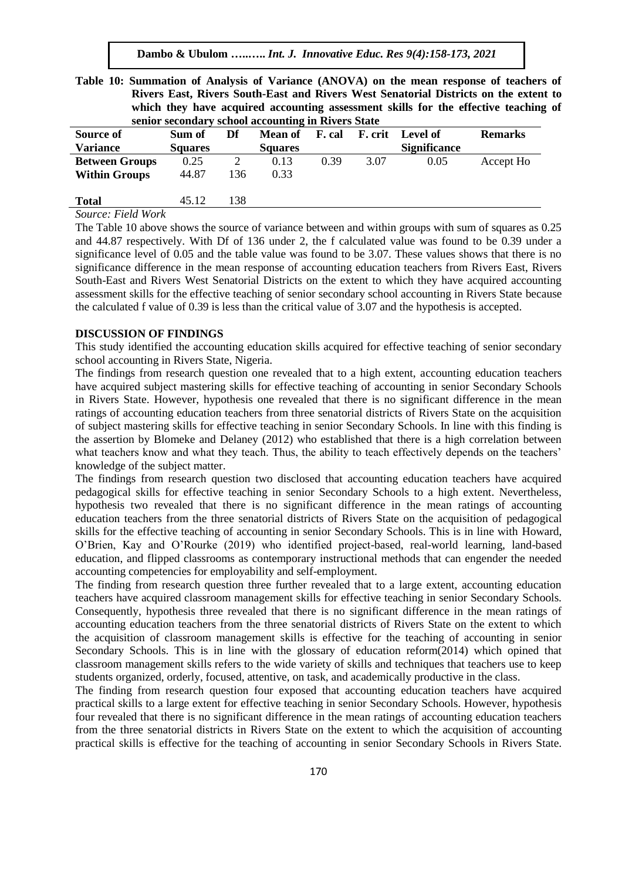**Table 10: Summation of Analysis of Variance (ANOVA) on the mean response of teachers of Rivers East, Rivers South-East and Rivers West Senatorial Districts on the extent to which they have acquired accounting assessment skills for the effective teaching of senior secondary school accounting in Rivers State**

| Source of Variance | Sum of Squares | Df | Mean of Squares | F. cal | F. crit | Level of Significance | Remarks |
|---|---|---|---|---|---|---|---|
| **Between Groups** | 0.25 | 2 | 0.13 | 0.39 | 3.07 | 0.05 | Accept Ho |
| **Within Groups** | 44.87 | 136 | 0.33 | | | | |
| **Total** | 45.12 | 138 | | | | | |

*Source: Field Work*

The Table 10 above shows the source of variance between and within groups with sum of squares as 0.25 and 44.87 respectively. With Df of 136 under 2, the f calculated value was found to be 0.39 under a significance level of 0.05 and the table value was found to be 3.07. These values shows that there is no significance difference in the mean response of accounting education teachers from Rivers East, Rivers South-East and Rivers West Senatorial Districts on the extent to which they have acquired accounting assessment skills for the effective teaching of senior secondary school accounting in Rivers State because the calculated f value of 0.39 is less than the critical value of 3.07 and the hypothesis is accepted.

## DISCUSSION OF FINDINGS

This study identified the accounting education skills acquired for effective teaching of senior secondary school accounting in Rivers State, Nigeria.

The findings from research question one revealed that to a high extent, accounting education teachers have acquired subject mastering skills for effective teaching of accounting in senior Secondary Schools in Rivers State. However, hypothesis one revealed that there is no significant difference in the mean ratings of accounting education teachers from three senatorial districts of Rivers State on the acquisition of subject mastering skills for effective teaching in senior Secondary Schools. In line with this finding is the assertion by Blomeke and Delaney (2012) who established that there is a high correlation between what teachers know and what they teach. Thus, the ability to teach effectively depends on the teachers' knowledge of the subject matter.

The findings from research question two disclosed that accounting education teachers have acquired pedagogical skills for effective teaching in senior Secondary Schools to a high extent. Nevertheless, hypothesis two revealed that there is no significant difference in the mean ratings of accounting education teachers from the three senatorial districts of Rivers State on the acquisition of pedagogical skills for the effective teaching of accounting in senior Secondary Schools. This is in line with Howard, O'Brien, Kay and O'Rourke (2019) who identified project-based, real-world learning, land-based education, and flipped classrooms as contemporary instructional methods that can engender the needed accounting competencies for employability and self-employment.

The finding from research question three further revealed that to a large extent, accounting education teachers have acquired classroom management skills for effective teaching in senior Secondary Schools. Consequently, hypothesis three revealed that there is no significant difference in the mean ratings of accounting education teachers from the three senatorial districts of Rivers State on the extent to which the acquisition of classroom management skills is effective for the teaching of accounting in senior Secondary Schools. This is in line with the glossary of education reform(2014) which opined that classroom management skills refers to the wide variety of skills and techniques that teachers use to keep students organized, orderly, focused, attentive, on task, and academically productive in the class.

The finding from research question four exposed that accounting education teachers have acquired practical skills to a large extent for effective teaching in senior Secondary Schools. However, hypothesis four revealed that there is no significant difference in the mean ratings of accounting education teachers from the three senatorial districts in Rivers State on the extent to which the acquisition of accounting practical skills is effective for the teaching of accounting in senior Secondary Schools in Rivers State.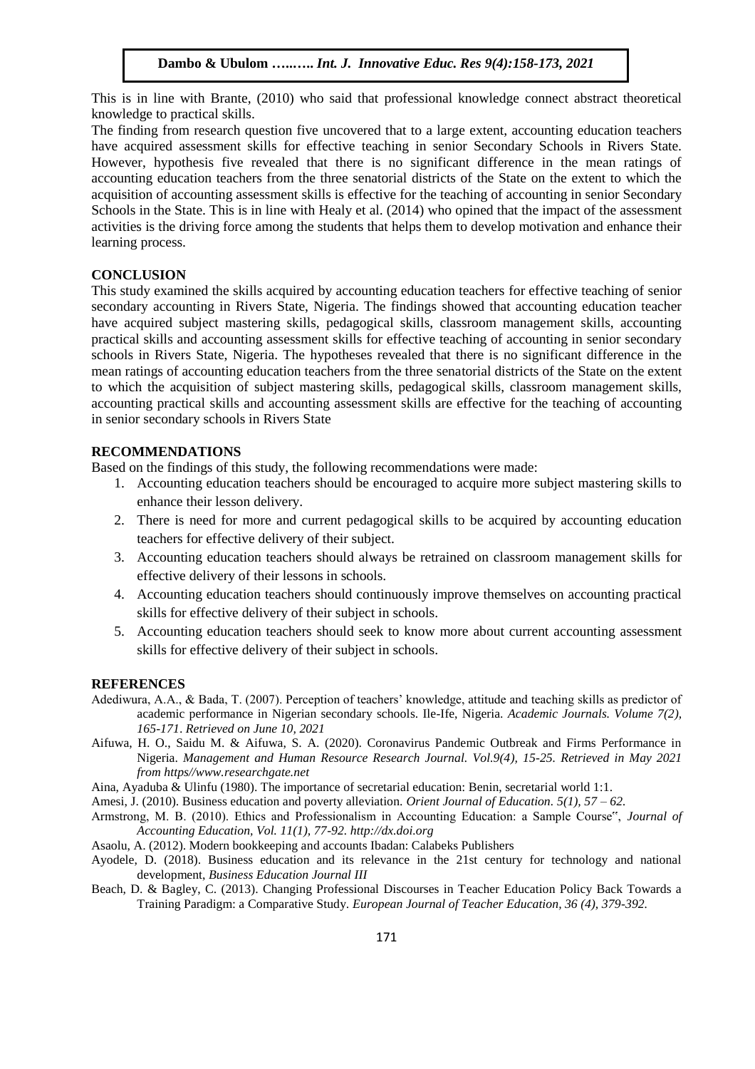This is in line with Brante, (2010) who said that professional knowledge connect abstract theoretical knowledge to practical skills.

The finding from research question five uncovered that to a large extent, accounting education teachers have acquired assessment skills for effective teaching in senior Secondary Schools in Rivers State. However, hypothesis five revealed that there is no significant difference in the mean ratings of accounting education teachers from the three senatorial districts of the State on the extent to which the acquisition of accounting assessment skills is effective for the teaching of accounting in senior Secondary Schools in the State. This is in line with Healy et al. (2014) who opined that the impact of the assessment activities is the driving force among the students that helps them to develop motivation and enhance their learning process.

## CONCLUSION

This study examined the skills acquired by accounting education teachers for effective teaching of senior secondary accounting in Rivers State, Nigeria. The findings showed that accounting education teacher have acquired subject mastering skills, pedagogical skills, classroom management skills, accounting practical skills and accounting assessment skills for effective teaching of accounting in senior secondary schools in Rivers State, Nigeria. The hypotheses revealed that there is no significant difference in the mean ratings of accounting education teachers from the three senatorial districts of the State on the extent to which the acquisition of subject mastering skills, pedagogical skills, classroom management skills, accounting practical skills and accounting assessment skills are effective for the teaching of accounting in senior secondary schools in Rivers State

## RECOMMENDATIONS

Based on the findings of this study, the following recommendations were made:

1. Accounting education teachers should be encouraged to acquire more subject mastering skills to enhance their lesson delivery.
2. There is need for more and current pedagogical skills to be acquired by accounting education teachers for effective delivery of their subject.
3. Accounting education teachers should always be retrained on classroom management skills for effective delivery of their lessons in schools.
4. Accounting education teachers should continuously improve themselves on accounting practical skills for effective delivery of their subject in schools.
5. Accounting education teachers should seek to know more about current accounting assessment skills for effective delivery of their subject in schools.

## REFERENCES

Adediwura, A.A., & Bada, T. (2007). Perception of teachers' knowledge, attitude and teaching skills as predictor of academic performance in Nigerian secondary schools. Ile-Ife, Nigeria. *Academic Journals. Volume 7(2), 165-171. Retrieved on June 10, 2021*

Aifuwa, H. O., Saidu M. & Aifuwa, S. A. (2020). Coronavirus Pandemic Outbreak and Firms Performance in Nigeria. *Management and Human Resource Research Journal. Vol.9(4), 15-25. Retrieved in May 2021 from https//www.researchgate.net*

Aina, Ayaduba & Ulinfu (1980). The importance of secretarial education: Benin, secretarial world 1:1.

Amesi, J. (2010). Business education and poverty alleviation. *Orient Journal of Education. 5(1), 57 – 62.*

Armstrong, M. B. (2010). Ethics and Professionalism in Accounting Education: a Sample Course", *Journal of Accounting Education, Vol. 11(1), 77-92. http://dx.doi.org*

Asaolu, A. (2012). Modern bookkeeping and accounts Ibadan: Calabeks Publishers

Ayodele, D. (2018). Business education and its relevance in the 21st century for technology and national development, *Business Education Journal III*

Beach, D. & Bagley, C. (2013). Changing Professional Discourses in Teacher Education Policy Back Towards a Training Paradigm: a Comparative Study. *European Journal of Teacher Education, 36 (4), 379-392.*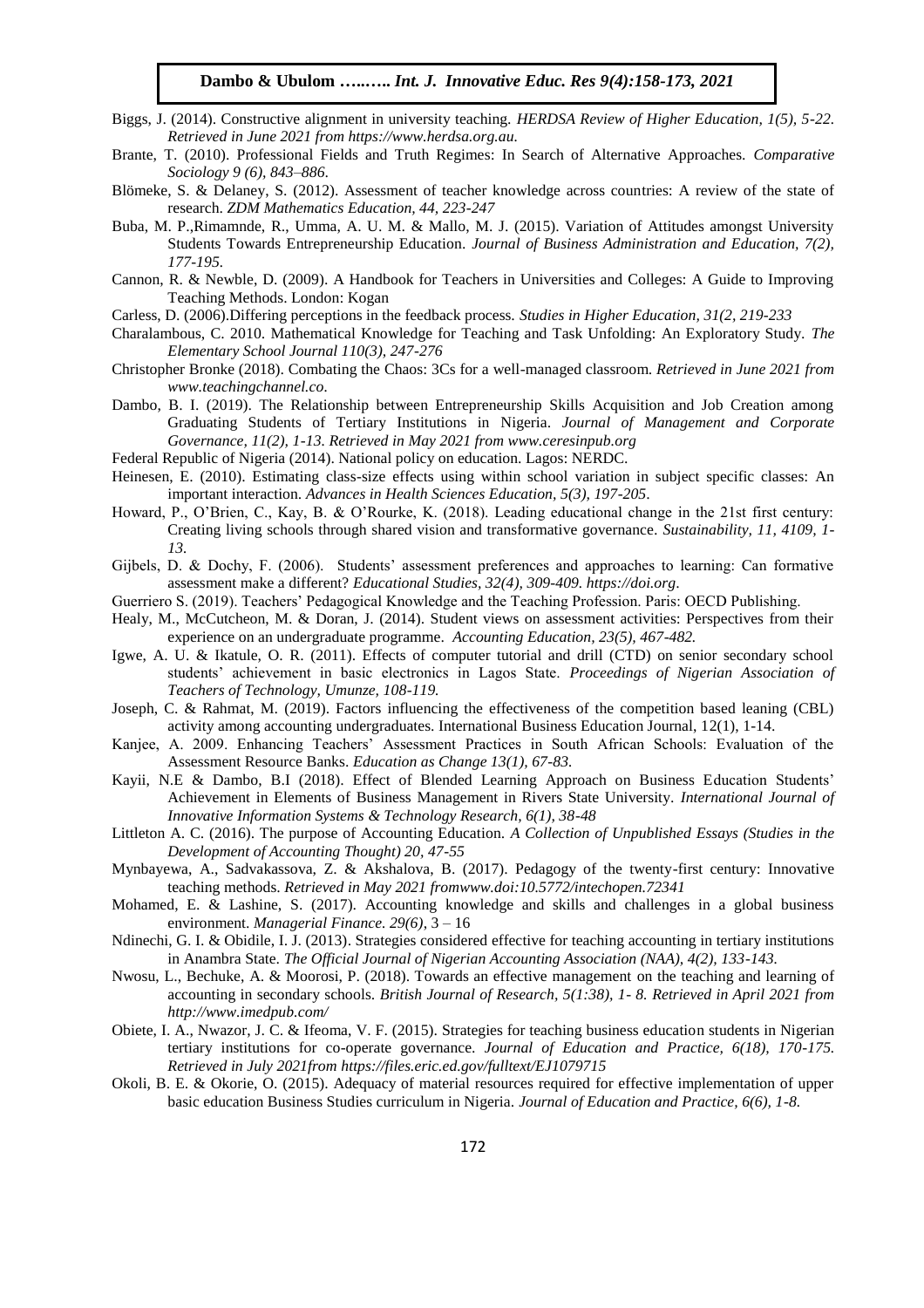Biggs, J. (2014). Constructive alignment in university teaching. *HERDSA Review of Higher Education, 1(5), 5-22. Retrieved in June 2021 from https://www.herdsa.org.au.*

Brante, T. (2010). Professional Fields and Truth Regimes: In Search of Alternative Approaches. *Comparative Sociology 9 (6), 843–886.*

Blömeke, S. & Delaney, S. (2012). Assessment of teacher knowledge across countries: A review of the state of research. *ZDM Mathematics Education, 44, 223-247*

Buba, M. P.,Rimamnde, R., Umma, A. U. M. & Mallo, M. J. (2015). Variation of Attitudes amongst University Students Towards Entrepreneurship Education. *Journal of Business Administration and Education, 7(2), 177-195.*

Cannon, R. & Newble, D. (2009). A Handbook for Teachers in Universities and Colleges: A Guide to Improving Teaching Methods. London: Kogan

Carless, D. (2006).Differing perceptions in the feedback process. *Studies in Higher Education, 31(2, 219-233*

Charalambous, C. 2010. Mathematical Knowledge for Teaching and Task Unfolding: An Exploratory Study. *The Elementary School Journal 110(3), 247-276*

Christopher Bronke (2018). Combating the Chaos: 3Cs for a well-managed classroom. *Retrieved in June 2021 from www.teachingchannel.co.*

Dambo, B. I. (2019). The Relationship between Entrepreneurship Skills Acquisition and Job Creation among Graduating Students of Tertiary Institutions in Nigeria. *Journal of Management and Corporate Governance, 11(2), 1-13. Retrieved in May 2021 from www.ceresinpub.org*

Federal Republic of Nigeria (2014). National policy on education. Lagos: NERDC.

Heinesen, E. (2010). Estimating class-size effects using within school variation in subject specific classes: An important interaction. *Advances in Health Sciences Education, 5(3), 197-205.*

Howard, P., O'Brien, C., Kay, B. & O'Rourke, K. (2018). Leading educational change in the 21st first century: Creating living schools through shared vision and transformative governance. *Sustainability, 11, 4109, 1-13.*

Gijbels, D. & Dochy, F. (2006). Students' assessment preferences and approaches to learning: Can formative assessment make a different? *Educational Studies, 32(4), 309-409. https://doi.org.*

Guerriero S. (2019). Teachers' Pedagogical Knowledge and the Teaching Profession. Paris: OECD Publishing.

Healy, M., McCutcheon, M. & Doran, J. (2014). Student views on assessment activities: Perspectives from their experience on an undergraduate programme. *Accounting Education, 23(5), 467-482.*

Igwe, A. U. & Ikatule, O. R. (2011). Effects of computer tutorial and drill (CTD) on senior secondary school students' achievement in basic electronics in Lagos State. *Proceedings of Nigerian Association of Teachers of Technology, Umunze, 108-119.*

Joseph, C. & Rahmat, M. (2019). Factors influencing the effectiveness of the competition based leaning (CBL) activity among accounting undergraduates. International Business Education Journal, 12(1), 1-14.

Kanjee, A. 2009. Enhancing Teachers' Assessment Practices in South African Schools: Evaluation of the Assessment Resource Banks. *Education as Change 13(1), 67-83.*

Kayii, N.E & Dambo, B.I (2018). Effect of Blended Learning Approach on Business Education Students' Achievement in Elements of Business Management in Rivers State University. *International Journal of Innovative Information Systems & Technology Research, 6(1), 38-48*

Littleton A. C. (2016). The purpose of Accounting Education. *A Collection of Unpublished Essays (Studies in the Development of Accounting Thought) 20, 47-55*

Mynbayewa, A., Sadvakassova, Z. & Akshalova, B. (2017). Pedagogy of the twenty-first century: Innovative teaching methods. *Retrieved in May 2021 fromwww.doi:10.5772/intechopen.72341*

Mohamed, E. & Lashine, S. (2017). Accounting knowledge and skills and challenges in a global business environment. *Managerial Finance. 29(6),* 3 – 16

Ndinechi, G. I. & Obidile, I. J. (2013). Strategies considered effective for teaching accounting in tertiary institutions in Anambra State. *The Official Journal of Nigerian Accounting Association (NAA), 4(2), 133-143.*

Nwosu, L., Bechuke, A. & Moorosi, P. (2018). Towards an effective management on the teaching and learning of accounting in secondary schools. *British Journal of Research, 5(1:38), 1- 8. Retrieved in April 2021 from http://www.imedpub.com/*

Obiete, I. A., Nwazor, J. C. & Ifeoma, V. F. (2015). Strategies for teaching business education students in Nigerian tertiary institutions for co-operate governance. *Journal of Education and Practice, 6(18), 170-175. Retrieved in July 2021from https://files.eric.ed.gov/fulltext/EJ1079715*

Okoli, B. E. & Okorie, O. (2015). Adequacy of material resources required for effective implementation of upper basic education Business Studies curriculum in Nigeria. *Journal of Education and Practice, 6(6), 1-8.*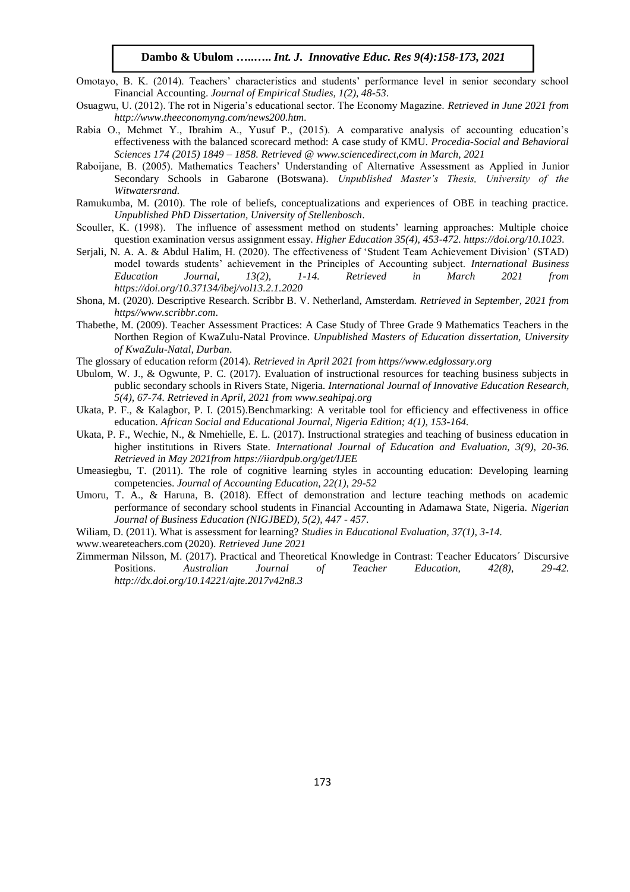Omotayo, B. K. (2014). Teachers' characteristics and students' performance level in senior secondary school Financial Accounting. *Journal of Empirical Studies, 1(2), 48-53*.

Osuagwu, U. (2012). The rot in Nigeria's educational sector. The Economy Magazine. *Retrieved in June 2021 from http://www.theeconomyng.com/news200.htm*.

Rabia O., Mehmet Y., Ibrahim A., Yusuf P., (2015). A comparative analysis of accounting education's effectiveness with the balanced scorecard method: A case study of KMU. *Procedia-Social and Behavioral Sciences 174 (2015) 1849 – 1858. Retrieved @ www.sciencedirect,com in March, 2021*

Raboijane, B. (2005). Mathematics Teachers' Understanding of Alternative Assessment as Applied in Junior Secondary Schools in Gabarone (Botswana). *Unpublished Master's Thesis, University of the Witwatersrand.*

Ramukumba, M. (2010). The role of beliefs, conceptualizations and experiences of OBE in teaching practice. *Unpublished PhD Dissertation, University of Stellenbosch*.

Scouller, K. (1998). The influence of assessment method on students' learning approaches: Multiple choice question examination versus assignment essay. *Higher Education 35(4), 453-472. https://doi.org/10.1023.*

Serjali, N. A. A. & Abdul Halim, H. (2020). The effectiveness of 'Student Team Achievement Division' (STAD) model towards students' achievement in the Principles of Accounting subject. *International Business Education Journal, 13(2), 1-14. Retrieved in March 2021 from https://doi.org/10.37134/ibej/vol13.2.1.2020*

Shona, M. (2020). Descriptive Research. Scribbr B. V. Netherland, Amsterdam. *Retrieved in September, 2021 from https//www.scribbr.com*.

Thabethe, M. (2009). Teacher Assessment Practices: A Case Study of Three Grade 9 Mathematics Teachers in the Northen Region of KwaZulu-Natal Province. *Unpublished Masters of Education dissertation, University of KwaZulu-Natal, Durban*.

The glossary of education reform (2014). *Retrieved in April 2021 from https//www.edglossary.org*

Ubulom, W. J., & Ogwunte, P. C. (2017). Evaluation of instructional resources for teaching business subjects in public secondary schools in Rivers State, Nigeria. *International Journal of Innovative Education Research, 5(4), 67-74. Retrieved in April, 2021 from www.seahipaj.org*

Ukata, P. F., & Kalagbor, P. I. (2015).Benchmarking: A veritable tool for efficiency and effectiveness in office education. *African Social and Educational Journal, Nigeria Edition; 4(1), 153-164.*

Ukata, P. F., Wechie, N., & Nmehielle, E. L. (2017). Instructional strategies and teaching of business education in higher institutions in Rivers State. *International Journal of Education and Evaluation, 3(9), 20-36. Retrieved in May 2021from https://iiardpub.org/get/IJEE*

Umeasiegbu, T. (2011). The role of cognitive learning styles in accounting education: Developing learning competencies. *Journal of Accounting Education, 22(1), 29-52*

Umoru, T. A., & Haruna, B. (2018). Effect of demonstration and lecture teaching methods on academic performance of secondary school students in Financial Accounting in Adamawa State, Nigeria. *Nigerian Journal of Business Education (NIGJBED), 5(2), 447 - 457*.

Wiliam, D. (2011). What is assessment for learning? *Studies in Educational Evaluation, 37(1), 3-14.*

www.weareteachers.com (2020). *Retrieved June 2021*

Zimmerman Nilsson, M. (2017). Practical and Theoretical Knowledge in Contrast: Teacher Educators´ Discursive Positions. *Australian Journal of Teacher Education, 42(8), 29-42. http://dx.doi.org/10.14221/ajte.2017v42n8.3*